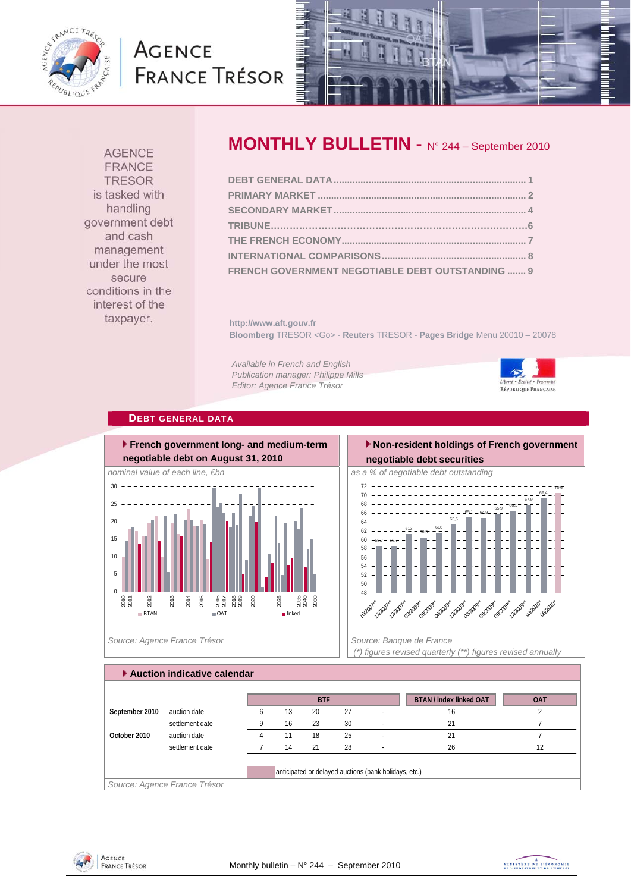# AGENCE FRANCE TRÉSOR

AGENCE FRANCE TRESOR is tasked with handling government debt and cash management under the most secure conditions in the interest of the taxpayer.

# MONTHLY BULLETIN - N° 244 – September 2010

- DEBT GENERAL DATA ........ 1
- PRIMARY MARKET ........ 2
- SECONDARY MARKET ........ 4
- TRIBUNE ........ 6
- THE FRENCH ECONOMY ........ 7
- INTERNATIONAL COMPARISONS ........ 8
- FRENCH GOVERNMENT NEGOTIABLE DEBT OUTSTANDING ........ 9

http://www.aft.gouv.fr

**Bloomberg** TRESOR <Go> - **Reuters** TRESOR - **Pages Bridge** Menu 20010 – 20078

*Available in French and English*
*Publication manager: Philippe Mills*
*Editor: Agence France Trésor*

## DEBT GENERAL DATA

### French government long- and medium-term negotiable debt on August 31, 2010

*nominal value of each line, €bn*

*Source: Agence France Trésor*

### Non-resident holdings of French government negotiable debt securities

*as a % of negotiable debt outstanding*

*Source: Banque de France*
*(\*) figures revised quarterly (\*\*) figures revised annually*

### Auction indicative calendar

| | | BTF | | | | | BTAN / index linked OAT | OAT |
|---|---|---|---|---|---|---|---|---|
| **September 2010** | auction date | 6 | 13 | 20 | 27 | - | 16 | 2 |
| | settlement date | 9 | 16 | 23 | 30 | - | 21 | 7 |
| **October 2010** | auction date | 4 | 11 | 18 | 25 | - | 21 | 7 |
| | settlement date | 7 | 14 | 21 | 28 | - | 26 | 12 |

anticipated or delayed auctions (bank holidays, etc.)

*Source: Agence France Trésor*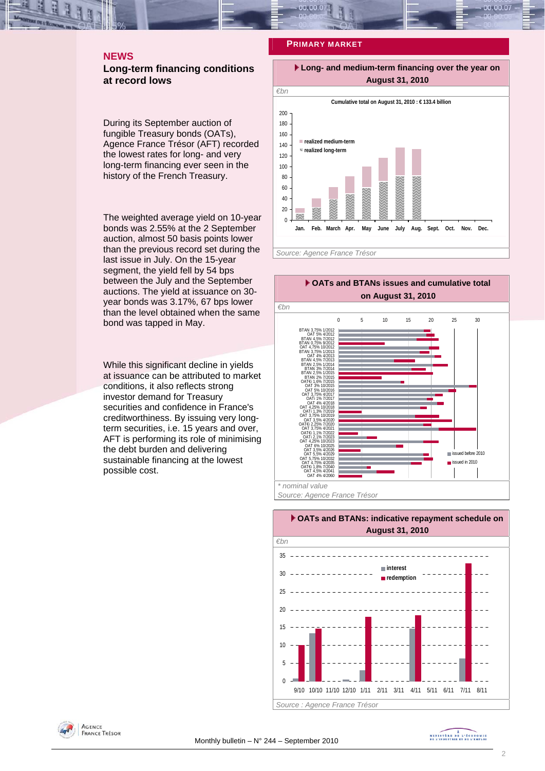## NEWS

### Long-term financing conditions at record lows

During its September auction of fungible Treasury bonds (OATs), Agence France Trésor (AFT) recorded the lowest rates for long- and very long-term financing ever seen in the history of the French Treasury.

The weighted average yield on 10-year bonds was 2.55% at the 2 September auction, almost 50 basis points lower than the previous record set during the last issue in July. On the 15-year segment, the yield fell by 54 bps between the July and the September auctions. The yield at issuance on 30-year bonds was 3.17%, 67 bps lower than the level obtained when the same bond was tapped in May.

While this significant decline in yields at issuance can be attributed to market conditions, it also reflects strong investor demand for Treasury securities and confidence in France's creditworthiness. By issuing very long-term securities, i.e. 15 years and over, AFT is performing its role of minimising the debt burden and delivering sustainable financing at the lowest possible cost.

## PRIMARY MARKET

**Long- and medium-term financing over the year on August 31, 2010**

€bn

Cumulative total on August 31, 2010 : € 133.4 billion

Legend: realized medium-term; realized long-term

Months: Jan., Feb., March, Apr., May, June, July, Aug., Sept., Oct., Nov., Dec.

Source: Agence France Trésor

**OATs and BTANs issues and cumulative total on August 31, 2010**

€bn

Legend: issued before 2010; issued in 2010

BTAN 3,75% 1/2012, OAT 5% 4/2012, BTAN 4,5% 7/2012, BTAN 0,75% 9/2012, OAT 4,75% 10/2012, BTAN 3,75% 1/2013, OAT 4% 4/2013, BTAN 4,5% 7/2013, BTAN 2,5% 1/2014, BTAN 3% 7/2014, BTAN 2,5% 1/2015, BTAN 2% 7/2015, OAT€i 1,6% 7/2015, OAT 3% 10/2015, OAT 5% 10/2016, OAT 3,75% 4/2017, OATi 1% 7/2017, OAT 4% 4/2018, OAT 4,25% 10/2018, OATi 1,3% 7/2019, OAT 3,75% 10/2019, OAT 3,5% 4/2020, OAT€i 2,25% 7/2020, OAT 3,75% 4/2021, OAT€i 1,1% 7/2022, OATi 2,1% 7/2023, OAT 4,25% 10/2023, OAT 6% 10/2025, OAT 3,5% 4/2026, OAT 5,5% 4/2029, OAT 5,75% 10/2032, OAT 4,75% 4/2035, OAT€i 1,8% 7/2040, OAT 4,5% 4/2041, OAT 4% 4/2060

\* nominal value

Source: Agence France Trésor

**OATs and BTANs: indicative repayment schedule on August 31, 2010**

€bn

Legend: interest; redemption

Months: 9/10, 10/10, 11/10, 12/10, 1/11, 2/11, 3/11, 4/11, 5/11, 6/11, 7/11, 8/11

Source : Agence France Trésor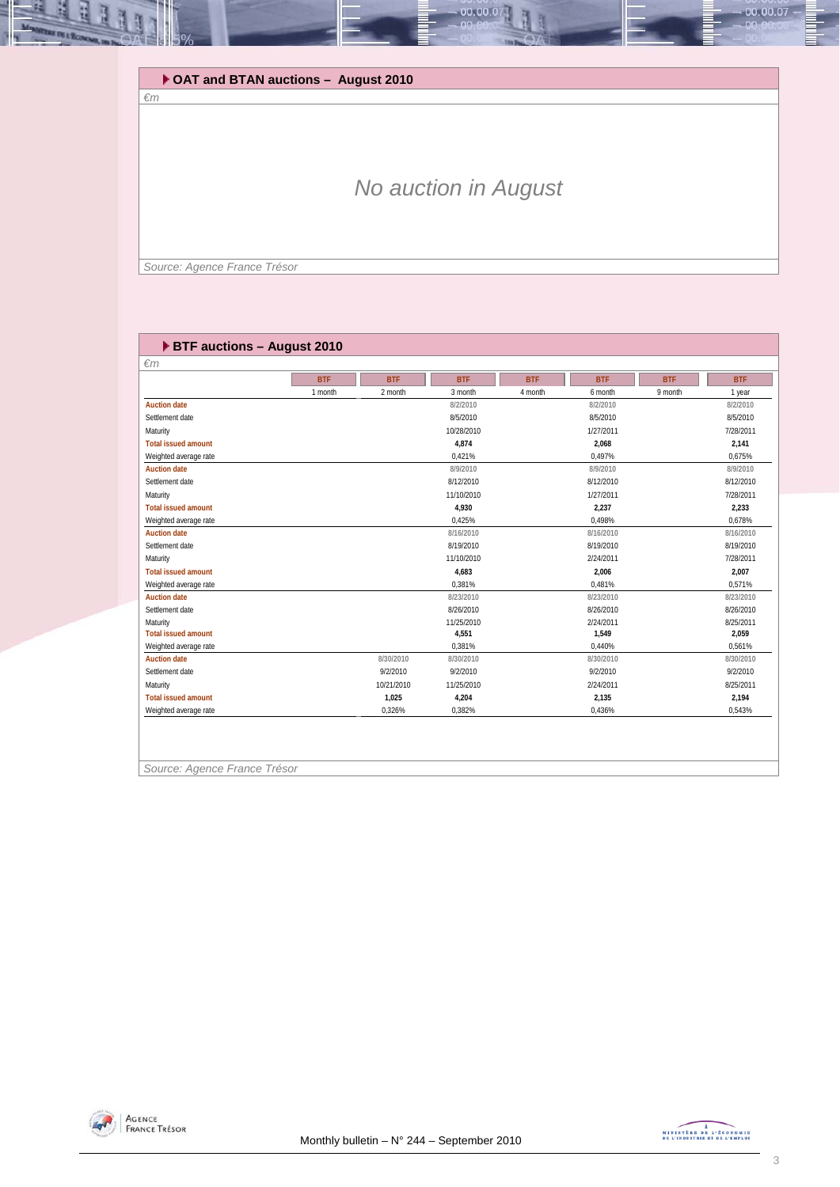## OAT and BTAN auctions – August 2010

*€m*

*No auction in August*

*Source: Agence France Trésor*

## BTF auctions – August 2010

*€m*

| | BTF | BTF | BTF | BTF | BTF | BTF | BTF |
|---|---|---|---|---|---|---|---|
| | 1 month | 2 month | 3 month | 4 month | 6 month | 9 month | 1 year |
| **Auction date** | | | 8/2/2010 | | 8/2/2010 | | 8/2/2010 |
| Settlement date | | | 8/5/2010 | | 8/5/2010 | | 8/5/2010 |
| Maturity | | | 10/28/2010 | | 1/27/2011 | | 7/28/2011 |
| **Total issued amount** | | | **4,874** | | **2,068** | | **2,141** |
| Weighted average rate | | | 0,421% | | 0,497% | | 0,675% |
| **Auction date** | | | 8/9/2010 | | 8/9/2010 | | 8/9/2010 |
| Settlement date | | | 8/12/2010 | | 8/12/2010 | | 8/12/2010 |
| Maturity | | | 11/10/2010 | | 1/27/2011 | | 7/28/2011 |
| **Total issued amount** | | | **4,930** | | **2,237** | | **2,233** |
| Weighted average rate | | | 0,425% | | 0,498% | | 0,678% |
| **Auction date** | | | 8/16/2010 | | 8/16/2010 | | 8/16/2010 |
| Settlement date | | | 8/19/2010 | | 8/19/2010 | | 8/19/2010 |
| Maturity | | | 11/10/2010 | | 2/24/2011 | | 7/28/2011 |
| **Total issued amount** | | | **4,683** | | **2,006** | | **2,007** |
| Weighted average rate | | | 0,381% | | 0,481% | | 0,571% |
| **Auction date** | | | 8/23/2010 | | 8/23/2010 | | 8/23/2010 |
| Settlement date | | | 8/26/2010 | | 8/26/2010 | | 8/26/2010 |
| Maturity | | | 11/25/2010 | | 2/24/2011 | | 8/25/2011 |
| **Total issued amount** | | | **4,551** | | **1,549** | | **2,059** |
| Weighted average rate | | | 0,381% | | 0,440% | | 0,561% |
| **Auction date** | | 8/30/2010 | 8/30/2010 | | 8/30/2010 | | 8/30/2010 |
| Settlement date | | 9/2/2010 | 9/2/2010 | | 9/2/2010 | | 9/2/2010 |
| Maturity | | 10/21/2010 | 11/25/2010 | | 2/24/2011 | | 8/25/2011 |
| **Total issued amount** | | **1,025** | **4,204** | | **2,135** | | **2,194** |
| Weighted average rate | | 0,326% | 0,382% | | 0,436% | | 0,543% |

*Source: Agence France Trésor*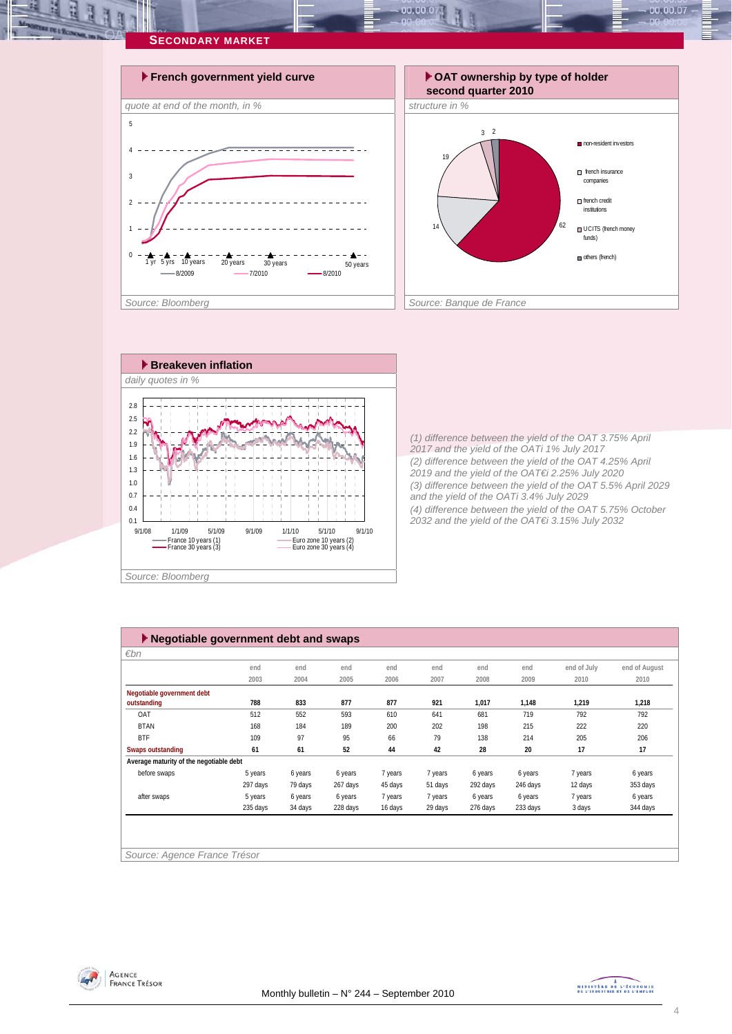## Secondary market

### French government yield curve

*quote at end of the month, in %*

Source: Bloomberg

### OAT ownership by type of holder second quarter 2010

*structure in %*

- non-resident investors: 62
- french insurance companies: 19
- french credit institutions: 14
- UCITS (french money funds): 3
- others (french): 2

Source: Banque de France

### Breakeven inflation

*daily quotes in %*

Source: Bloomberg

(1) difference between the yield of the OAT 3.75% April 2017 and the yield of the OATi 1% July 2017
(2) difference between the yield of the OAT 4.25% April 2019 and the yield of the OAT€i 2.25% July 2020
(3) difference between the yield of the OAT 5.5% April 2029 and the yield of the OATi 3.4% July 2029
(4) difference between the yield of the OAT 5.75% October 2032 and the yield of the OAT€i 3.15% July 2032

### Negotiable government debt and swaps

*€bn*

| | end 2003 | end 2004 | end 2005 | end 2006 | end 2007 | end 2008 | end 2009 | end of July 2010 | end of August 2010 |
|---|---|---|---|---|---|---|---|---|---|
| **Negotiable government debt outstanding** | **788** | **833** | **877** | **877** | **921** | **1,017** | **1,148** | **1,219** | **1,218** |
| OAT | 512 | 552 | 593 | 610 | 641 | 681 | 719 | 792 | 792 |
| BTAN | 168 | 184 | 189 | 200 | 202 | 198 | 215 | 222 | 220 |
| BTF | 109 | 97 | 95 | 66 | 79 | 138 | 214 | 205 | 206 |
| **Swaps outstanding** | **61** | **61** | **52** | **44** | **42** | **28** | **20** | **17** | **17** |
| **Average maturity of the negotiable debt** | | | | | | | | | |
| before swaps | 5 years | 6 years | 6 years | 7 years | 7 years | 6 years | 6 years | 7 years | 6 years |
| | 297 days | 79 days | 267 days | 45 days | 51 days | 292 days | 246 days | 12 days | 353 days |
| after swaps | 5 years | 6 years | 6 years | 7 years | 7 years | 6 years | 6 years | 7 years | 6 years |
| | 235 days | 34 days | 228 days | 16 days | 29 days | 276 days | 233 days | 3 days | 344 days |

Source: Agence France Trésor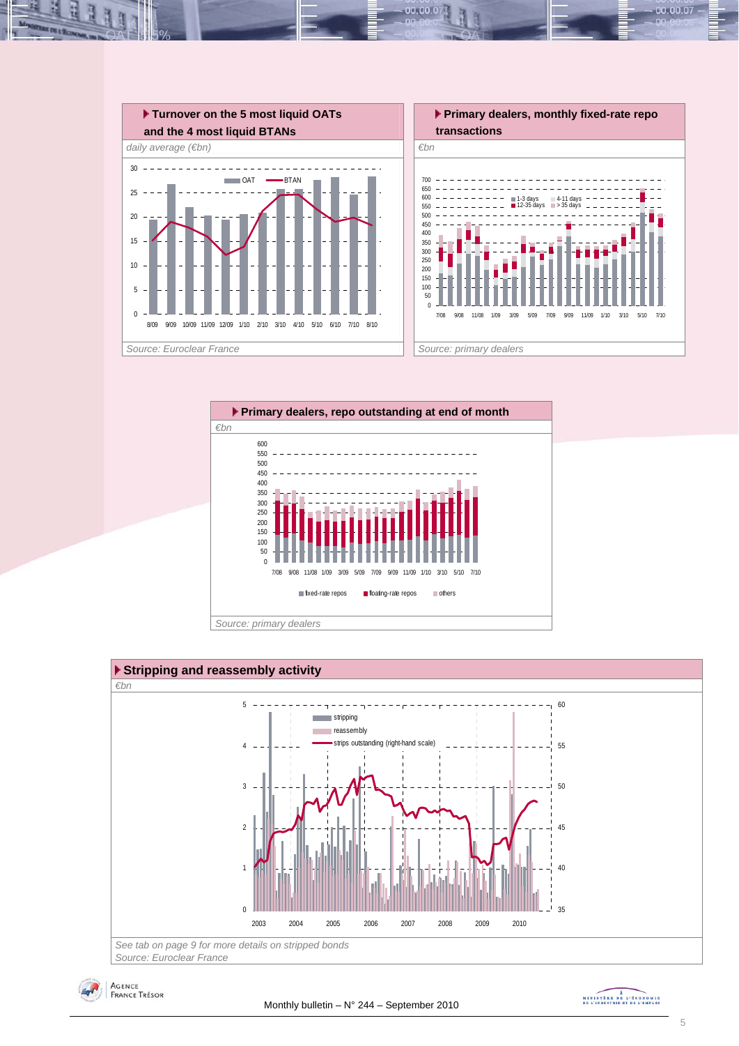## Turnover on the 5 most liquid OATs and the 4 most liquid BTANs

*daily average (€bn)*

OAT — BTAN

0, 5, 10, 15, 20, 25, 30

8/09 9/09 10/09 11/09 12/09 1/10 2/10 3/10 4/10 5/10 6/10 7/10 8/10

*Source: Euroclear France*

## Primary dealers, monthly fixed-rate repo transactions

*€bn*

1-3 days — 4-11 days — 12-35 days — > 35 days

0, 50, 100, 150, 200, 250, 300, 350, 400, 450, 500, 550, 600, 650, 700

7/08 9/08 11/08 1/09 3/09 5/09 7/09 9/09 11/09 1/10 3/10 5/10 7/10

*Source: primary dealers*

## Primary dealers, repo outstanding at end of month

*€bn*

0, 50, 100, 150, 200, 250, 300, 350, 400, 450, 500, 550, 600

7/08 9/08 11/08 1/09 3/09 5/09 7/09 9/09 11/09 1/10 3/10 5/10 7/10

fixed-rate repos — floating-rate repos — others

*Source: primary dealers*

## Stripping and reassembly activity

*€bn*

stripping — reassembly — strips outstanding (right-hand scale)

0, 1, 2, 3, 4, 5 / 35, 40, 45, 50, 55, 60

2003 2004 2005 2006 2007 2008 2009 2010

*See tab on page 9 for more details on stripped bonds*
*Source: Euroclear France*

Monthly bulletin – N° 244 – September 2010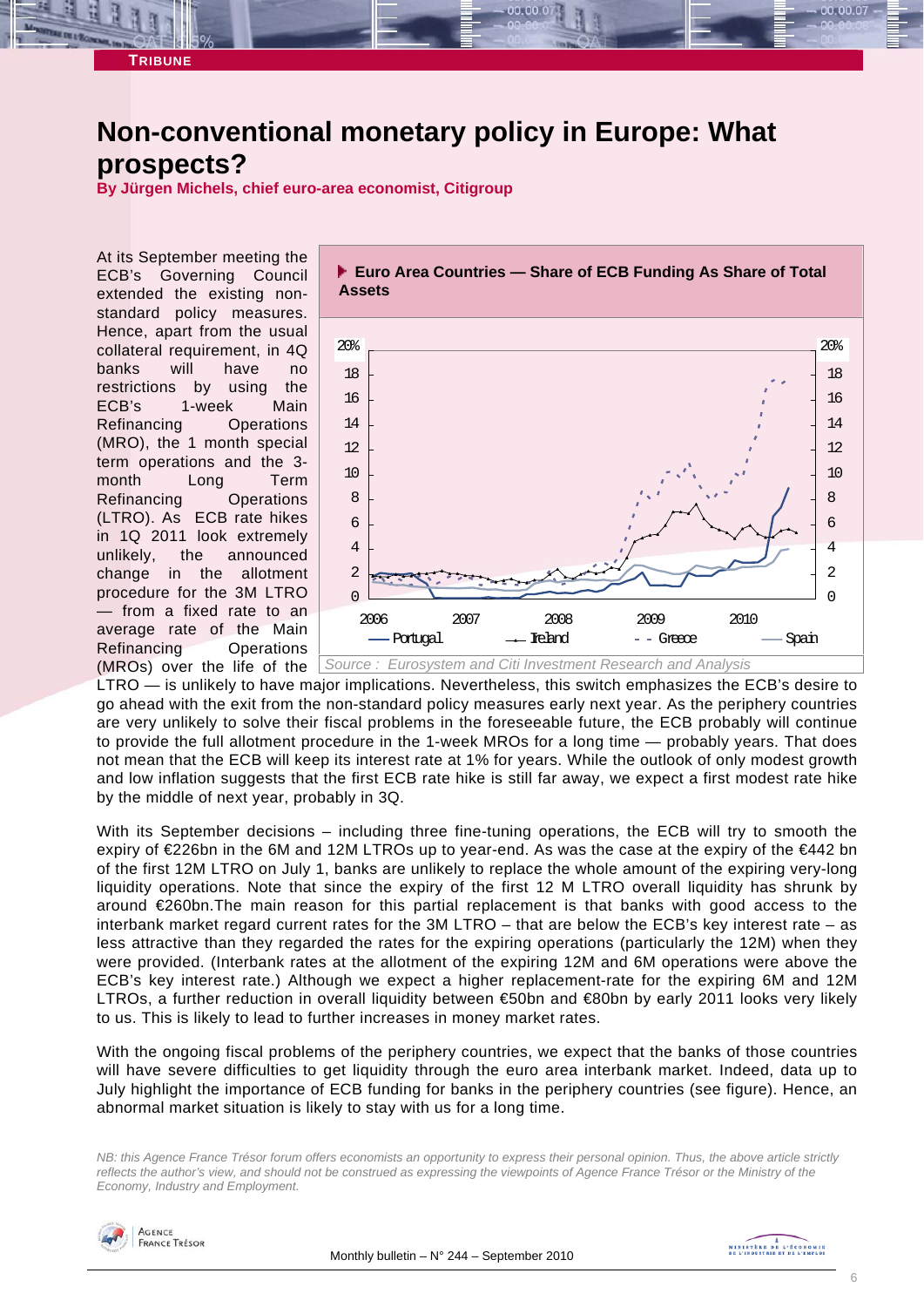TRIBUNE

# Non-conventional monetary policy in Europe: What prospects?

**By Jürgen Michels, chief euro-area economist, Citigroup**

At its September meeting the ECB's Governing Council extended the existing non-standard policy measures. Hence, apart from the usual collateral requirement, in 4Q banks will have no restrictions by using the ECB's 1-week Main Refinancing Operations (MRO), the 1 month special term operations and the 3-month Long Term Refinancing Operations (LTRO). As ECB rate hikes in 1Q 2011 look extremely unlikely, the announced change in the allotment procedure for the 3M LTRO — from a fixed rate to an average rate of the Main Refinancing Operations (MROs) over the life of the LTRO — is unlikely to have major implications. Nevertheless, this switch emphasizes the ECB's desire to go ahead with the exit from the non-standard policy measures early next year. As the periphery countries are very unlikely to solve their fiscal problems in the foreseeable future, the ECB probably will continue to provide the full allotment procedure in the 1-week MROs for a long time — probably years. That does not mean that the ECB will keep its interest rate at 1% for years. While the outlook of only modest growth and low inflation suggests that the first ECB rate hike is still far away, we expect a first modest rate hike by the middle of next year, probably in 3Q.

**Euro Area Countries — Share of ECB Funding As Share of Total Assets**

*Source : Eurosystem and Citi Investment Research and Analysis*

With its September decisions – including three fine-tuning operations, the ECB will try to smooth the expiry of €226bn in the 6M and 12M LTROs up to year-end. As was the case at the expiry of the €442 bn of the first 12M LTRO on July 1, banks are unlikely to replace the whole amount of the expiring very-long liquidity operations. Note that since the expiry of the first 12 M LTRO overall liquidity has shrunk by around €260bn.The main reason for this partial replacement is that banks with good access to the interbank market regard current rates for the 3M LTRO – that are below the ECB's key interest rate – as less attractive than they regarded the rates for the expiring operations (particularly the 12M) when they were provided. (Interbank rates at the allotment of the expiring 12M and 6M operations were above the ECB's key interest rate.) Although we expect a higher replacement-rate for the expiring 6M and 12M LTROs, a further reduction in overall liquidity between €50bn and €80bn by early 2011 looks very likely to us. This is likely to lead to further increases in money market rates.

With the ongoing fiscal problems of the periphery countries, we expect that the banks of those countries will have severe difficulties to get liquidity through the euro area interbank market. Indeed, data up to July highlight the importance of ECB funding for banks in the periphery countries (see figure). Hence, an abnormal market situation is likely to stay with us for a long time.

*NB: this Agence France Trésor forum offers economists an opportunity to express their personal opinion. Thus, the above article strictly reflects the author's view, and should not be construed as expressing the viewpoints of Agence France Trésor or the Ministry of the Economy, Industry and Employment.*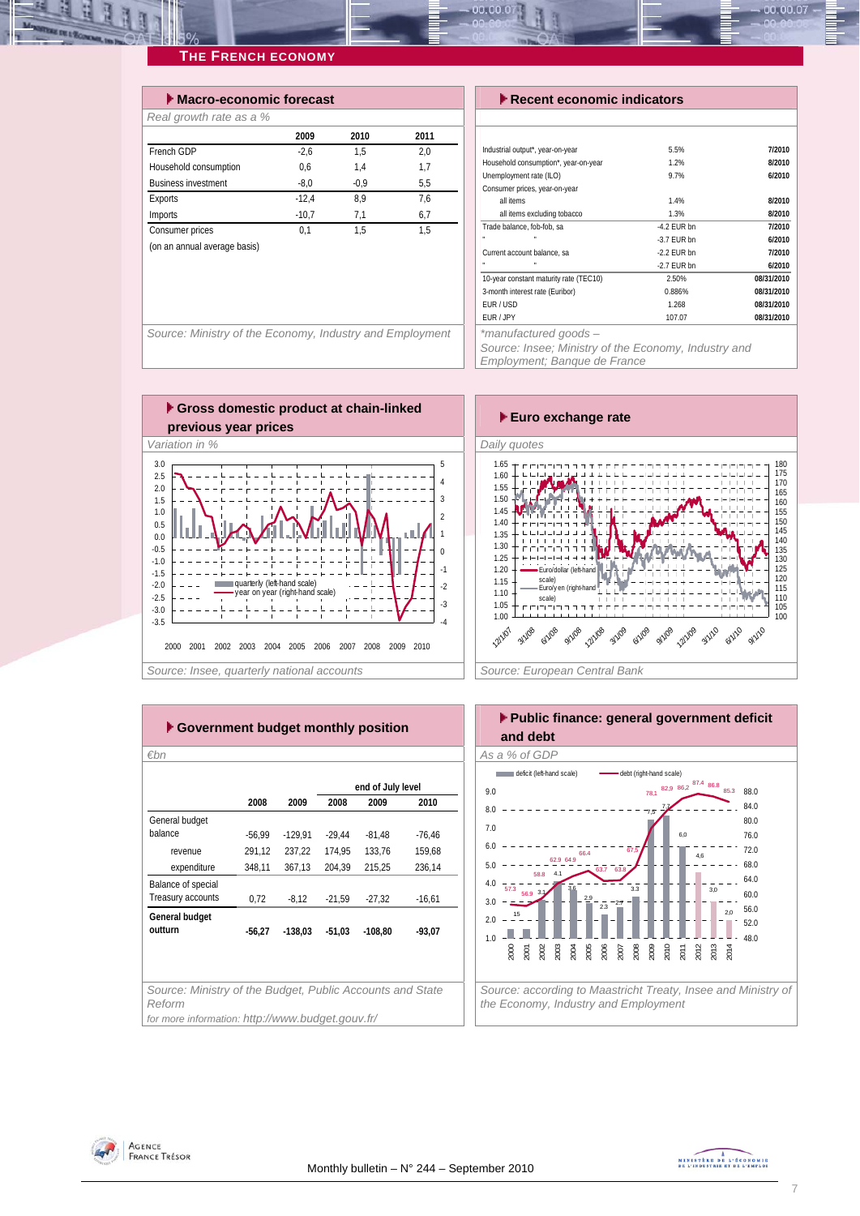## The French Economy

### Macro-economic forecast

*Real growth rate as a %*

| | 2009 | 2010 | 2011 |
|---|---|---|---|
| French GDP | -2,6 | 1,5 | 2,0 |
| Household consumption | 0,6 | 1,4 | 1,7 |
| Business investment | -8,0 | -0,9 | 5,5 |
| Exports | -12,4 | 8,9 | 7,6 |
| Imports | -10,7 | 7,1 | 6,7 |
| Consumer prices | 0,1 | 1,5 | 1,5 |
| (on an annual average basis) | | | |

*Source: Ministry of the Economy, Industry and Employment*

### Recent economic indicators

| | | |
|---|---|---|
| Industrial output*, year-on-year | 5.5% | 7/2010 |
| Household consumption*, year-on-year | 1.2% | 8/2010 |
| Unemployment rate (ILO) | 9.7% | 6/2010 |
| Consumer prices, year-on-year | | |
| all items | 1.4% | 8/2010 |
| all items excluding tobacco | 1.3% | 8/2010 |
| Trade balance, fob-fob, sa | -4.2 EUR bn | 7/2010 |
| " " | -3.7 EUR bn | 6/2010 |
| Current account balance, sa | -2.2 EUR bn | 7/2010 |
| " " | -2.7 EUR bn | 6/2010 |
| 10-year constant maturity rate (TEC10) | 2.50% | 08/31/2010 |
| 3-month interest rate (Euribor) | 0.886% | 08/31/2010 |
| EUR / USD | 1.268 | 08/31/2010 |
| EUR / JPY | 107.07 | 08/31/2010 |

*\*manufactured goods –*

*Source: Insee; Ministry of the Economy, Industry and Employment; Banque de France*

### Gross domestic product at chain-linked previous year prices

*Variation in %*

*Source: Insee, quarterly national accounts*

### Euro exchange rate

*Daily quotes*

*Source: European Central Bank*

### Government budget monthly position

*€bn*

| | 2008 | 2009 | end of July level 2008 | 2009 | 2010 |
|---|---|---|---|---|---|
| General budget balance | -56,99 | -129,91 | -29,44 | -81,48 | -76,46 |
| revenue | 291,12 | 237,22 | 174,95 | 133,76 | 159,68 |
| expenditure | 348,11 | 367,13 | 204,39 | 215,25 | 236,14 |
| Balance of special Treasury accounts | 0,72 | -8,12 | -21,59 | -27,32 | -16,61 |
| **General budget outturn** | **-56,27** | **-138,03** | **-51,03** | **-108,80** | **-93,07** |

*Source: Ministry of the Budget, Public Accounts and State Reform*

*for more information: http://www.budget.gouv.fr/*

### Public finance: general government deficit and debt

*As a % of GDP*

*Source: according to Maastricht Treaty, Insee and Ministry of the Economy, Industry and Employment*

Monthly bulletin – N° 244 – September 2010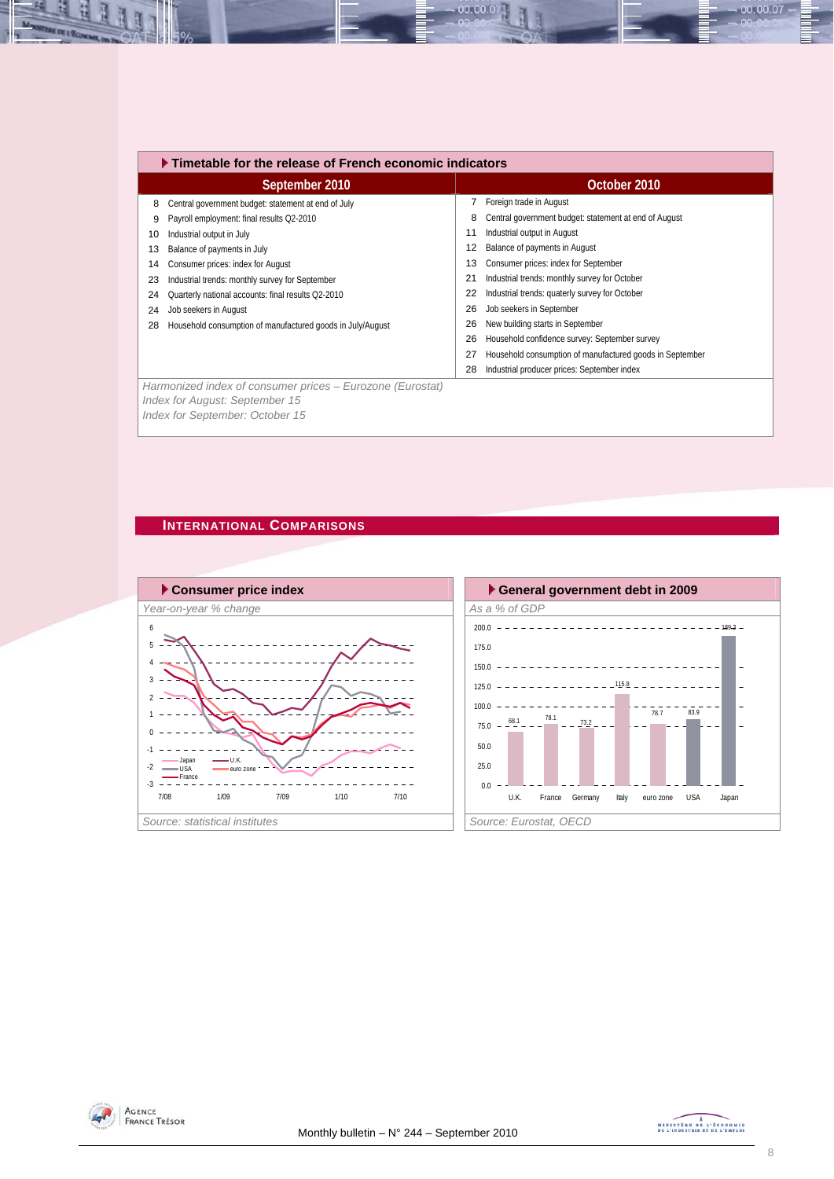## Timetable for the release of French economic indicators

| September 2010 | | October 2010 | |
|---|---|---|---|
| 8 | Central government budget: statement at end of July | 7 | Foreign trade in August |
| 9 | Payroll employment: final results Q2-2010 | 8 | Central government budget: statement at end of August |
| 10 | Industrial output in July | 11 | Industrial output in August |
| 13 | Balance of payments in July | 12 | Balance of payments in August |
| 14 | Consumer prices: index for August | 13 | Consumer prices: index for September |
| 23 | Industrial trends: monthly survey for September | 21 | Industrial trends: monthly survey for October |
| 24 | Quarterly national accounts: final results Q2-2010 | 22 | Industrial trends: quaterly survey for October |
| 24 | Job seekers in August | 26 | Job seekers in September |
| 28 | Household consumption of manufactured goods in July/August | 26 | New building starts in September |
| | | 26 | Household confidence survey: September survey |
| | | 27 | Household consumption of manufactured goods in September |
| | | 28 | Industrial producer prices: September index |

*Harmonized index of consumer prices – Eurozone (Eurostat)*
*Index for August: September 15*
*Index for September: October 15*

## International Comparisons

### Consumer price index

*Year-on-year % change*

*Source: statistical institutes*

### General government debt in 2009

*As a % of GDP*

| U.K. | France | Germany | Italy | euro zone | USA | Japan |
|---|---|---|---|---|---|---|
| 68.1 | 78.1 | 73.2 | 115.8 | 78.7 | 83.9 | 189.3 |

*Source: Eurostat, OECD*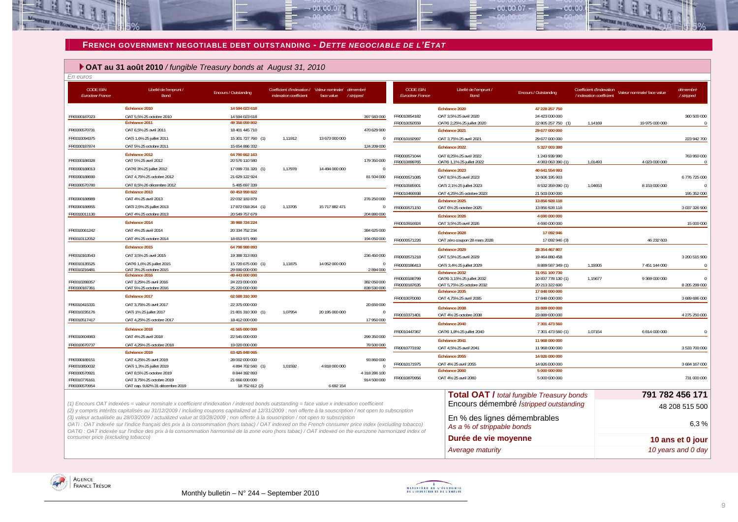## FRENCH GOVERNMENT NEGOTIABLE DEBT OUTSTANDING - *DETTE NEGOCIABLE DE L'ETAT*

### OAT au 31 août 2010 / *fungible Treasury bonds at August 31, 2010*

*En euros*

| CODE ISIN *Euroclear France* | Libellé de l'emprunt / Bond | Encours / Outstanding | Coefficient d'indexation / indexation coefficient | Valeur nominale/ face value | démembré / stripped |
|---|---|---|---|---|---|
| | **Échéance 2010** | **14 594 023 618** | | | |
| FR0000187023 | OAT 5,5% 25 octobre 2010 | 14 594 023 618 | | | 397 583 000 |
| | **Échéance 2011** | **49 358 059 802** | | | |
| FR0000570731 | OAT 6,5% 25 avril 2011 | 18 401 445 710 | | | 470 629 900 |
| FR0010094375 | OATi 1,6% 25 juillet 2011 | 15 301 727 760 (1) | 1,11912 | 13 673 000 000 | 0 |
| FR0000187874 | OAT 5% 25 octobre 2011 | 15 654 886 332 | | | 124 209 000 |
| | **Échéance 2012** | **64 790 662 163** | | | |
| FR0000188328 | OAT 5% 25 avril 2012 | 20 576 110 580 | | | 179 350 000 |
| FR0000188013 | OAT€i 3% 25 juillet 2012 | 17 099 731 320 (1) | 1,17978 | 14 494 000 000 | 0 |
| FR0000188690 | OAT 4,75% 25 octobre 2012 | 21 629 122 924 | | | 81 504 000 |
| FR0000570780 | OAT 8,5% 26 décembre 2012 | 5 485 697 339 | | | |
| | **Échéance 2013** | **60 453 959 822** | | | |
| FR0000188989 | OAT 4% 25 avril 2013 | 22 032 183 879 | | | 276 250 000 |
| FR0000188955 | OATi 2,5% 25 juillet 2013 | 17 872 018 264 (1) | 1,13705 | 15 717 882 471 | 0 |
| FR0010011130 | OAT 4% 25 octobre 2013 | 20 549 757 679 | | | 204 880 000 |
| | **Échéance 2014** | **38 988 724 224** | | | |
| FR0010061242 | OAT 4% 25 avril 2014 | 20 334 752 234 | | | 384 625 000 |
| FR0010112052 | OAT 4% 25 octobre 2014 | 18 653 971 990 | | | 194 050 000 |
| | **Échéance 2015** | **64 798 988 893** | | | |
| FR0010163543 | OAT 3,5% 25 avril 2015 | 19 388 313 893 | | | 236 450 000 |
| FR0010135525 | OAT€i 1,6% 25 juillet 2015 | 15 720 675 000 (1) | 1,11875 | 14 052 000 000 | 0 |
| FR0010216481 | OAT 3% 25 octobre 2015 | 29 690 000 000 | | | 2 894 000 |
| | **Échéance 2016** | **49 443 000 000** | | | |
| FR0010288357 | OAT 3,25% 25 avril 2016 | 24 223 000 000 | | | 382 050 000 |
| FR0000187361 | OAT 5% 25 octobre 2016 | 25 220 000 000 | | | 838 530 000 |
| | **Échéance 2017** | **62 588 310 300** | | | |
| FR0010415331 | OAT 3,75% 25 avril 2017 | 22 375 000 000 | | | 20 650 000 |
| FR0010235176 | OATi 1% 25 juillet 2017 | 21 801 310 300 (1) | 1,07954 | 20 195 000 000 | 0 |
| FR0010517417 | OAT 4,25% 25 octobre 2017 | 18 412 000 000 | | | 17 950 000 |
| | **Échéance 2018** | **41 565 000 000** | | | |
| FR0010604983 | OAT 4% 25 avril 2018 | 22 545 000 000 | | | 299 350 000 |
| FR0010670737 | OAT 4,25% 25 octobre 2018 | 19 020 000 000 | | | 78 500 000 |
| | **Échéance 2019** | **63 425 848 065** | | | |
| FR0000189151 | OAT 4,25% 25 avril 2019 | 28 002 000 000 | | | 93 860 000 |
| FR0010850032 | OATi 1,3% 25 juillet 2019 | 4 894 702 560 (1) | 1,01592 | 4 818 000 000 | 0 |
| FR0000570921 | OAT 8,5% 25 octobre 2019 | 8 844 392 893 | | | 4 318 286 100 |
| FR0010776161 | OAT 3,75% 25 octobre 2019 | 21 666 000 000 | | | 914 500 000 |
| FR0000570954 | OAT cap. 9,82% 31 décembre 2019 | 18 752 612 (2) | | 6 692 154 | |
| | **Échéance 2020** | **47 228 257 750** | | | |
| FR0010854182 | OAT 3,5% 25 avril 2020 | 24 423 000 000 | | | 360 500 000 |
| FR0010050559 | OAT€i 2,25% 25 juillet 2020 | 22 805 257 750 (1) | 1,14169 | 19 975 000 000 | 0 |
| | **Échéance 2021** | **29 677 000 000** | | | |
| FR0010192997 | OAT 3,75% 25 avril 2021 | 29 677 000 000 | | | 223 942 700 |
| | **Échéance 2022** | **5 327 003 380** | | | |
| FR0000571044 | OAT 8,25% 25 avril 2022 | 1 243 939 990 | | | 763 950 000 |
| FR0010899765 | OAT€i 1,1% 25 juillet 2022 | 4 083 063 390 (1) | 1,01493 | 4 023 000 000 | 0 |
| | **Échéance 2023** | **40 641 554 993** | | | |
| FR0000571085 | OAT 8,5% 25 avril 2023 | 10 606 195 903 | | | 6 776 725 000 |
| FR0010585901 | OATi 2,1% 25 juillet 2023 | 8 532 359 090 (1) | 1,04653 | 8 153 000 000 | 0 |
| FR0010466938 | OAT 4,25% 25 octobre 2023 | 21 503 000 000 | | | 195 352 000 |
| | **Échéance 2025** | **13 856 928 118** | | | |
| FR0000571150 | OAT 6% 25 octobre 2025 | 13 856 928 118 | | | 3 037 326 900 |
| | **Échéance 2026** | **4 690 000 000** | | | |
| FR0010916924 | OAT 3,5% 25 avril 2026 | 4 690 000 000 | | | 15 000 000 |
| | **Échéance 2028** | **17 092 946** | | | |
| FR0000571226 | OAT zéro coupon 28 mars 2028 | 17 092 946 (3) | | 46 232 603 | |
| | **Échéance 2029** | **28 354 467 807** | | | |
| FR0000571218 | OAT 5,5% 25 avril 2029 | 19 464 880 458 | | | 3 200 515 900 |
| FR0000186413 | OATi 3,4% 25 juillet 2029 | 8 889 587 349 (1) | 1,19305 | 7 451 144 000 | 0 |
| | **Échéance 2032** | **31 051 100 730** | | | |
| FR0000188799 | OAT€i 3,15% 25 juillet 2032 | 10 837 778 130 (1) | 1,15677 | 9 369 000 000 | 0 |
| FR0000187635 | OAT 5,75% 25 octobre 2032 | 20 213 322 600 | | | 8 205 299 000 |
| | **Échéance 2035** | **17 848 000 000** | | | |
| FR0010070060 | OAT 4,75% 25 avril 2035 | 17 848 000 000 | | | 3 689 686 000 |
| | **Échéance 2038** | **23 889 000 000** | | | |
| FR0010371401 | OAT 4% 25 octobre 2038 | 23 889 000 000 | | | 4 275 250 000 |
| | **Échéance 2040** | **7 301 473 560** | | | |
| FR0010447367 | OAT€i 1,8% 25 juillet 2040 | 7 301 473 560 (1) | 1,07154 | 6 814 000 000 | 0 |
| | **Échéance 2041** | **11 968 000 000** | | | |
| FR0010773192 | OAT 4,5% 25 avril 2041 | 11 968 000 000 | | | 3 533 700 000 |
| | **Échéance 2055** | **14 926 000 000** | | | |
| FR0010171975 | OAT 4% 25 avril 2055 | 14 926 000 000 | | | 3 684 167 000 |
| | **Échéance 2060** | **5 000 000 000** | | | |
| FR0010870956 | OAT 4% 25 avril 2060 | 5 000 000 000 | | | 731 000 000 |

| | |
|---|---|
| **Total OAT /** *total fungible Treasury bonds* | **791 782 456 171** |
| Encours démembré /*stripped outstanding* | 48 208 515 500 |
| En % des lignes démembrables *As a % of strippable bonds* | 6,3 % |
| **Durée de vie moyenne** | **10 ans et 0 jour** |
| *Average maturity* | *10 years and 0 day* |

*(1) Encours OAT indexées = valeur nominale x coefficient d'indexation / indexed bonds outstanding = face value x indexation coefficient*
*(2) y compris intérêts capitalisés au 31/12/2009 / including coupons capitalized at 12/31/2009 ; non offerte à la souscription / not open to subscription*
*(3) valeur actualisée au 28/03/2009 / actualized value at 03/28/2009 ; non offerte à la souscription / not open to subscription*
*OATi : OAT indexée sur l'indice français des prix à la consommation (hors tabac) / OAT indexed on the French consumer price index (excluding tobacco)*
*OAT€i : OAT indexée sur l'indice des prix à la consommation harmonisé de la zone euro (hors tabac) / OAT indexed on the eurozone harmonized index of consumer price (excluding tobacco)*

Monthly bulletin – N° 244 – September 2010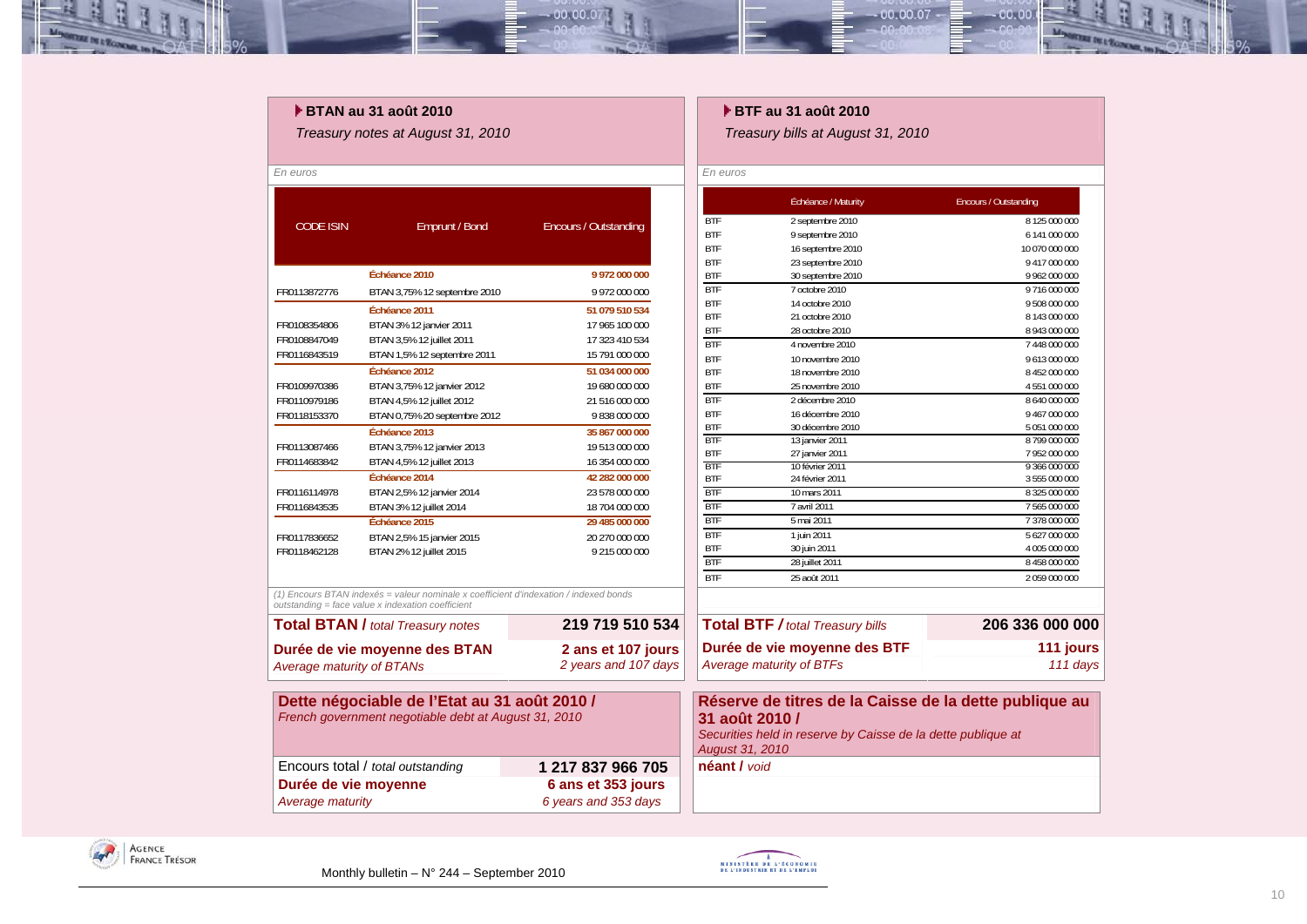## BTAN au 31 août 2010

*Treasury notes at August 31, 2010*

*En euros*

| CODE ISIN | Emprunt / Bond | Encours / Outstanding |
|---|---|---|
| | **Échéance 2010** | **9 972 000 000** |
| FR0113872776 | BTAN 3,75% 12 septembre 2010 | 9 972 000 000 |
| | **Échéance 2011** | **51 079 510 534** |
| FR0108354806 | BTAN 3% 12 janvier 2011 | 17 965 100 000 |
| FR0108847049 | BTAN 3,5% 12 juillet 2011 | 17 323 410 534 |
| FR0116843519 | BTAN 1,5% 12 septembre 2011 | 15 791 000 000 |
| | **Échéance 2012** | **51 034 000 000** |
| FR0109970386 | BTAN 3,75% 12 janvier 2012 | 19 680 000 000 |
| FR0110979186 | BTAN 4,5% 12 juillet 2012 | 21 516 000 000 |
| FR0118153370 | BTAN 0,75% 20 septembre 2012 | 9 838 000 000 |
| | **Échéance 2013** | **35 867 000 000** |
| FR0113087466 | BTAN 3,75% 12 janvier 2013 | 19 513 000 000 |
| FR0114683842 | BTAN 4,5% 12 juillet 2013 | 16 354 000 000 |
| | **Échéance 2014** | **42 282 000 000** |
| FR0116114978 | BTAN 2,5% 12 janvier 2014 | 23 578 000 000 |
| FR0116843535 | BTAN 3% 12 juillet 2014 | 18 704 000 000 |
| | **Échéance 2015** | **29 485 000 000** |
| FR0117836652 | BTAN 2,5% 15 janvier 2015 | 20 270 000 000 |
| FR0118462128 | BTAN 2% 12 juillet 2015 | 9 215 000 000 |

*(1) Encours BTAN indexés = valeur nominale x coefficient d'indexation / indexed bonds outstanding = face value x indexation coefficient*

| | |
|---|---|
| **Total BTAN /** *total Treasury notes* | **219 719 510 534** |
| **Durée de vie moyenne des BTAN** | **2 ans et 107 jours** |
| *Average maturity of BTANs* | *2 years and 107 days* |

## BTF au 31 août 2010

*Treasury bills at August 31, 2010*

*En euros*

| | Échéance / Maturity | Encours / Outstanding |
|---|---|---|
| BTF | 2 septembre 2010 | 8 125 000 000 |
| BTF | 9 septembre 2010 | 6 141 000 000 |
| BTF | 16 septembre 2010 | 10 070 000 000 |
| BTF | 23 septembre 2010 | 9 417 000 000 |
| BTF | 30 septembre 2010 | 9 962 000 000 |
| BTF | 7 octobre 2010 | 9 716 000 000 |
| BTF | 14 octobre 2010 | 9 508 000 000 |
| BTF | 21 octobre 2010 | 8 143 000 000 |
| BTF | 28 octobre 2010 | 8 943 000 000 |
| BTF | 4 novembre 2010 | 7 448 000 000 |
| BTF | 10 novembre 2010 | 9 613 000 000 |
| BTF | 18 novembre 2010 | 8 452 000 000 |
| BTF | 25 novembre 2010 | 4 551 000 000 |
| BTF | 2 décembre 2010 | 8 640 000 000 |
| BTF | 16 décembre 2010 | 9 467 000 000 |
| BTF | 30 décembre 2010 | 5 051 000 000 |
| BTF | 13 janvier 2011 | 8 799 000 000 |
| BTF | 27 janvier 2011 | 7 952 000 000 |
| BTF | 10 février 2011 | 9 366 000 000 |
| BTF | 24 février 2011 | 3 555 000 000 |
| BTF | 10 mars 2011 | 8 325 000 000 |
| BTF | 7 avril 2011 | 7 565 000 000 |
| BTF | 5 mai 2011 | 7 378 000 000 |
| BTF | 1 juin 2011 | 5 627 000 000 |
| BTF | 30 juin 2011 | 4 005 000 000 |
| BTF | 28 juillet 2011 | 8 458 000 000 |
| BTF | 25 août 2011 | 2 059 000 000 |

| | |
|---|---|
| **Total BTF /** *total Treasury bills* | **206 336 000 000** |
| **Durée de vie moyenne des BTF** | **111 jours** |
| *Average maturity of BTFs* | *111 days* |

## Dette négociable de l'Etat au 31 août 2010 /

*French government negotiable debt at August 31, 2010*

| | |
|---|---|
| Encours total / *total outstanding* | **1 217 837 966 705** |
| **Durée de vie moyenne** | **6 ans et 353 jours** |
| *Average maturity* | *6 years and 353 days* |

## Réserve de titres de la Caisse de la dette publique au 31 août 2010 /

*Securities held in reserve by Caisse de la dette publique at August 31, 2010*

**néant /** *void*

Monthly bulletin – N° 244 – September 2010